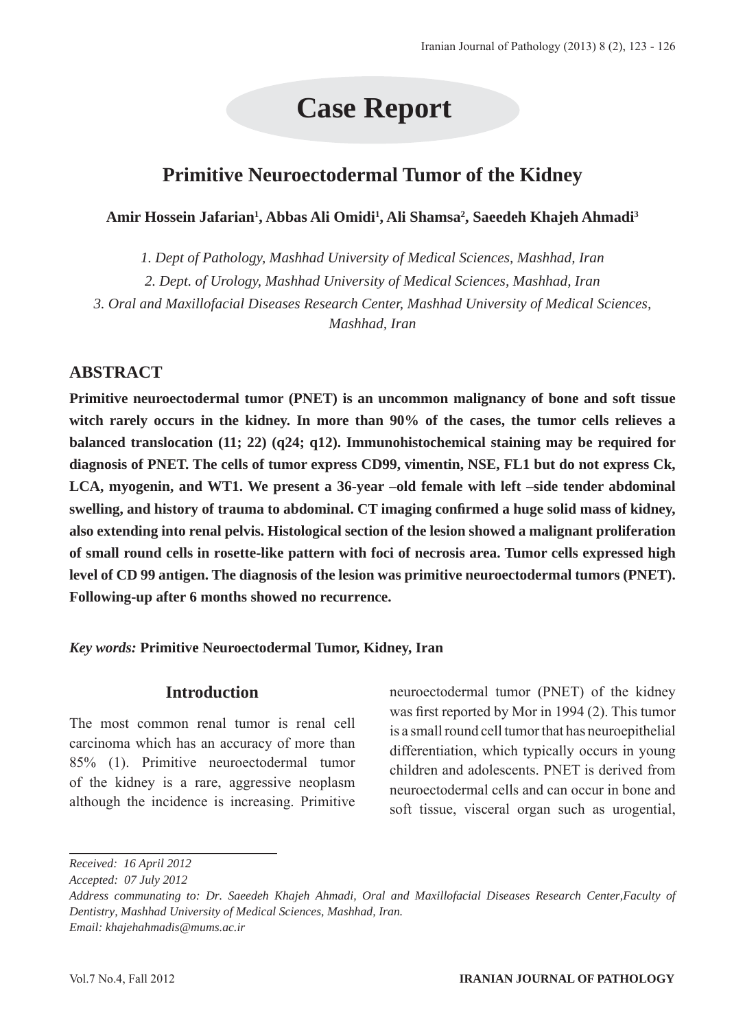# Case Report

## Primitive Neuroectodermal Tumor of the Kidney

**Amir Hossein Jafarian[1], Abbas Ali Omidi[1], Ali Shamsa[2], Saeedeh Khajeh Ahmadi[3]**

*1. Dept of Pathology, Mashhad University of Medical Sciences, Mashhad, Iran*

*2. Dept. of Urology, Mashhad University of Medical Sciences, Mashhad, Iran*

*3. Oral and Maxillofacial Diseases Research Center, Mashhad University of Medical Sciences, Mashhad, Iran*

### ABSTRACT

**Primitive neuroectodermal tumor (PNET) is an uncommon malignancy of bone and soft tissue witch rarely occurs in the kidney. In more than 90% of the cases, the tumor cells relieves a balanced translocation (11; 22) (q24; q12). Immunohistochemical staining may be required for diagnosis of PNET. The cells of tumor express CD99, vimentin, NSE, FL1 but do not express Ck, LCA, myogenin, and WT1. We present a 36-year –old female with left –side tender abdominal swelling, and history of trauma to abdominal. CT imaging confirmed a huge solid mass of kidney, also extending into renal pelvis. Histological section of the lesion showed a malignant proliferation of small round cells in rosette-like pattern with foci of necrosis area. Tumor cells expressed high level of CD 99 antigen. The diagnosis of the lesion was primitive neuroectodermal tumors (PNET). Following-up after 6 months showed no recurrence.**

*Key words:* **Primitive Neuroectodermal Tumor, Kidney, Iran**

### Introduction

The most common renal tumor is renal cell carcinoma which has an accuracy of more than 85% (1). Primitive neuroectodermal tumor of the kidney is a rare, aggressive neoplasm although the incidence is increasing. Primitive neuroectodermal tumor (PNET) of the kidney was first reported by Mor in 1994 (2). This tumor is a small round cell tumor that has neuroepithelial differentiation, which typically occurs in young children and adolescents. PNET is derived from neuroectodermal cells and can occur in bone and soft tissue, visceral organ such as urogential,

---

*Received: 16 April 2012*

*Accepted: 07 July 2012*

*Address communating to: Dr. Saeedeh Khajeh Ahmadi, Oral and Maxillofacial Diseases Research Center,Faculty of Dentistry, Mashhad University of Medical Sciences, Mashhad, Iran.*

*Email: khajehahmadis@mums.ac.ir*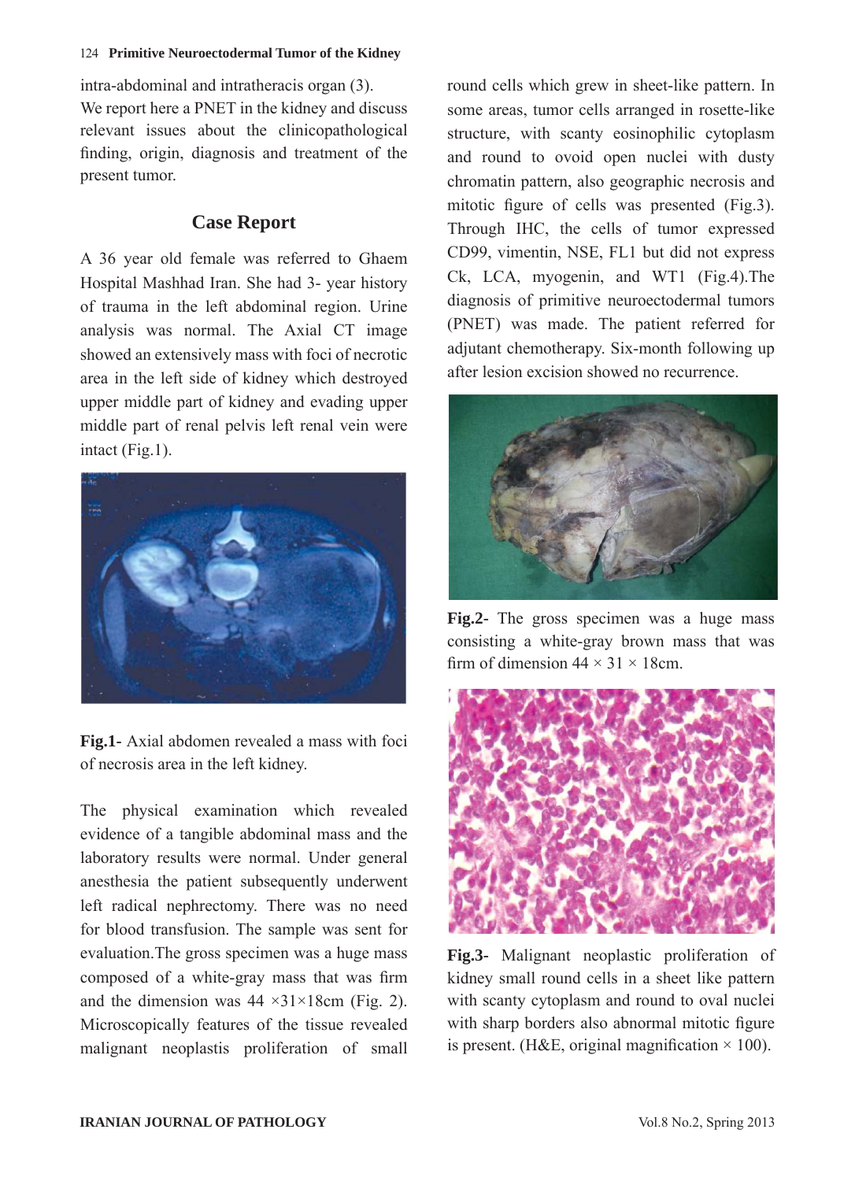intra-abdominal and intratheracis organ (3).
We report here a PNET in the kidney and discuss relevant issues about the clinicopathological finding, origin, diagnosis and treatment of the present tumor.

## Case Report

A 36 year old female was referred to Ghaem Hospital Mashhad Iran. She had 3- year history of trauma in the left abdominal region. Urine analysis was normal. The Axial CT image showed an extensively mass with foci of necrotic area in the left side of kidney which destroyed upper middle part of kidney and evading upper middle part of renal pelvis left renal vein were intact (Fig.1).

**Fig.1**- Axial abdomen revealed a mass with foci of necrosis area in the left kidney.

The physical examination which revealed evidence of a tangible abdominal mass and the laboratory results were normal. Under general anesthesia the patient subsequently underwent left radical nephrectomy. There was no need for blood transfusion. The sample was sent for evaluation.The gross specimen was a huge mass composed of a white-gray mass that was firm and the dimension was 44 ×31×18cm (Fig. 2). Microscopically features of the tissue revealed malignant neoplastis proliferation of small round cells which grew in sheet-like pattern. In some areas, tumor cells arranged in rosette-like structure, with scanty eosinophilic cytoplasm and round to ovoid open nuclei with dusty chromatin pattern, also geographic necrosis and mitotic figure of cells was presented (Fig.3). Through IHC, the cells of tumor expressed CD99, vimentin, NSE, FL1 but did not express Ck, LCA, myogenin, and WT1 (Fig.4).The diagnosis of primitive neuroectodermal tumors (PNET) was made. The patient referred for adjutant chemotherapy. Six-month following up after lesion excision showed no recurrence.

**Fig.2**- The gross specimen was a huge mass consisting a white-gray brown mass that was firm of dimension 44 × 31 × 18cm.

**Fig.3**- Malignant neoplastic proliferation of kidney small round cells in a sheet like pattern with scanty cytoplasm and round to oval nuclei with sharp borders also abnormal mitotic figure is present. (H&E, original magnification × 100).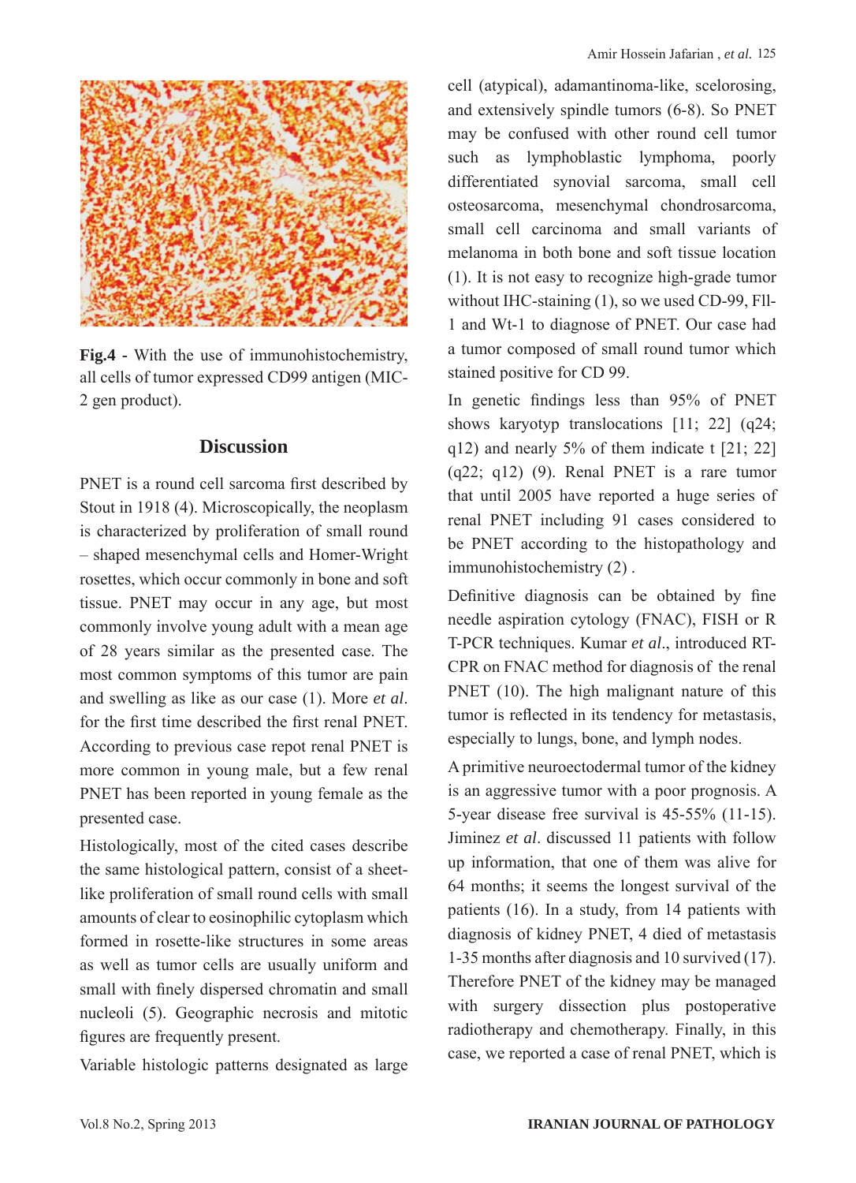**Fig.4** - With the use of immunohistochemistry, all cells of tumor expressed CD99 antigen (MIC-2 gen product).

## Discussion

PNET is a round cell sarcoma first described by Stout in 1918 (4). Microscopically, the neoplasm is characterized by proliferation of small round – shaped mesenchymal cells and Homer-Wright rosettes, which occur commonly in bone and soft tissue. PNET may occur in any age, but most commonly involve young adult with a mean age of 28 years similar as the presented case. The most common symptoms of this tumor are pain and swelling as like as our case (1). More *et al*. for the first time described the first renal PNET. According to previous case repot renal PNET is more common in young male, but a few renal PNET has been reported in young female as the presented case.

Histologically, most of the cited cases describe the same histological pattern, consist of a sheet-like proliferation of small round cells with small amounts of clear to eosinophilic cytoplasm which formed in rosette-like structures in some areas as well as tumor cells are usually uniform and small with finely dispersed chromatin and small nucleoli (5). Geographic necrosis and mitotic figures are frequently present.

Variable histologic patterns designated as large cell (atypical), adamantinoma-like, scelorosing, and extensively spindle tumors (6-8). So PNET may be confused with other round cell tumor such as lymphoblastic lymphoma, poorly differentiated synovial sarcoma, small cell osteosarcoma, mesenchymal chondrosarcoma, small cell carcinoma and small variants of melanoma in both bone and soft tissue location (1). It is not easy to recognize high-grade tumor without IHC-staining (1), so we used CD-99, Fll-1 and Wt-1 to diagnose of PNET. Our case had a tumor composed of small round tumor which stained positive for CD 99.

In genetic findings less than 95% of PNET shows karyotyp translocations [11; 22] (q24; q12) and nearly 5% of them indicate t [21; 22] (q22; q12) (9). Renal PNET is a rare tumor that until 2005 have reported a huge series of renal PNET including 91 cases considered to be PNET according to the histopathology and immunohistochemistry (2) .

Definitive diagnosis can be obtained by fine needle aspiration cytology (FNAC), FISH or R T-PCR techniques. Kumar *et al*., introduced RT-CPR on FNAC method for diagnosis of the renal PNET (10). The high malignant nature of this tumor is reflected in its tendency for metastasis, especially to lungs, bone, and lymph nodes.

A primitive neuroectodermal tumor of the kidney is an aggressive tumor with a poor prognosis. A 5-year disease free survival is 45-55% (11-15). Jiminez *et al*. discussed 11 patients with follow up information, that one of them was alive for 64 months; it seems the longest survival of the patients (16). In a study, from 14 patients with diagnosis of kidney PNET, 4 died of metastasis 1-35 months after diagnosis and 10 survived (17). Therefore PNET of the kidney may be managed with surgery dissection plus postoperative radiotherapy and chemotherapy. Finally, in this case, we reported a case of renal PNET, which is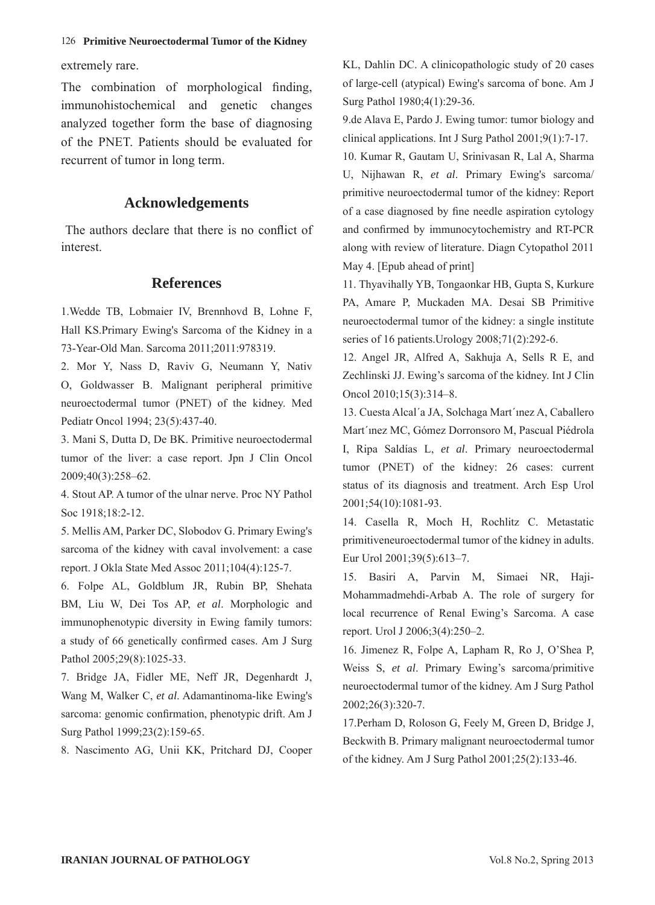extremely rare.

The combination of morphological finding, immunohistochemical and genetic changes analyzed together form the base of diagnosing of the PNET. Patients should be evaluated for recurrent of tumor in long term.

## Acknowledgements

The authors declare that there is no conflict of interest.

## References

1.Wedde TB, Lobmaier IV, Brennhovd B, Lohne F, Hall KS.Primary Ewing's Sarcoma of the Kidney in a 73-Year-Old Man. Sarcoma 2011;2011:978319.

2. Mor Y, Nass D, Raviv G, Neumann Y, Nativ O, Goldwasser B. Malignant peripheral primitive neuroectodermal tumor (PNET) of the kidney. Med Pediatr Oncol 1994; 23(5):437-40.

3. Mani S, Dutta D, De BK. Primitive neuroectodermal tumor of the liver: a case report. Jpn J Clin Oncol 2009;40(3):258–62.

4. Stout AP. A tumor of the ulnar nerve. Proc NY Pathol Soc 1918;18:2-12.

5. Mellis AM, Parker DC, Slobodov G. Primary Ewing's sarcoma of the kidney with caval involvement: a case report. J Okla State Med Assoc 2011;104(4):125-7.

6. Folpe AL, Goldblum JR, Rubin BP, Shehata BM, Liu W, Dei Tos AP, *et al*. Morphologic and immunophenotypic diversity in Ewing family tumors: a study of 66 genetically confirmed cases. Am J Surg Pathol 2005;29(8):1025-33.

7. Bridge JA, Fidler ME, Neff JR, Degenhardt J, Wang M, Walker C, *et al*. Adamantinoma-like Ewing's sarcoma: genomic confirmation, phenotypic drift. Am J Surg Pathol 1999;23(2):159-65.

8. Nascimento AG, Unii KK, Pritchard DJ, Cooper KL, Dahlin DC. A clinicopathologic study of 20 cases of large-cell (atypical) Ewing's sarcoma of bone. Am J Surg Pathol 1980;4(1):29-36.

9.de Alava E, Pardo J. Ewing tumor: tumor biology and clinical applications. Int J Surg Pathol 2001;9(1):7-17.

10. Kumar R, Gautam U, Srinivasan R, Lal A, Sharma U, Nijhawan R, *et al*. Primary Ewing's sarcoma/ primitive neuroectodermal tumor of the kidney: Report of a case diagnosed by fine needle aspiration cytology and confirmed by immunocytochemistry and RT-PCR along with review of literature. Diagn Cytopathol 2011 May 4. [Epub ahead of print]

11. Thyavihally YB, Tongaonkar HB, Gupta S, Kurkure PA, Amare P, Muckaden MA. Desai SB Primitive neuroectodermal tumor of the kidney: a single institute series of 16 patients.Urology 2008;71(2):292-6.

12. Angel JR, Alfred A, Sakhuja A, Sells R E, and Zechlinski JJ. Ewing's sarcoma of the kidney. Int J Clin Oncol 2010;15(3):314–8.

13. Cuesta Alcal´a JA, Solchaga Mart´ınez A, Caballero Mart´ınez MC, Gómez Dorronsoro M, Pascual Piédrola I, Ripa Saldías L, *et al*. Primary neuroectodermal tumor (PNET) of the kidney: 26 cases: current status of its diagnosis and treatment. Arch Esp Urol 2001;54(10):1081-93.

14. Casella R, Moch H, Rochlitz C. Metastatic primitiveneuroectodermal tumor of the kidney in adults. Eur Urol 2001;39(5):613–7.

15. Basiri A, Parvin M, Simaei NR, Haji-Mohammadmehdi-Arbab A. The role of surgery for local recurrence of Renal Ewing's Sarcoma. A case report. Urol J 2006;3(4):250–2.

16. Jimenez R, Folpe A, Lapham R, Ro J, O'Shea P, Weiss S, *et al*. Primary Ewing's sarcoma/primitive neuroectodermal tumor of the kidney. Am J Surg Pathol 2002;26(3):320-7.

17.Perham D, Roloson G, Feely M, Green D, Bridge J, Beckwith B. Primary malignant neuroectodermal tumor of the kidney. Am J Surg Pathol 2001;25(2):133-46.